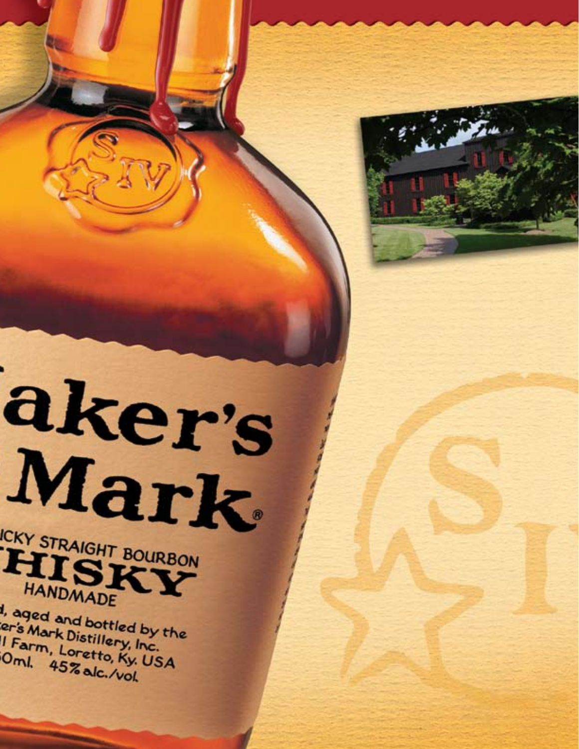aker's
Mark®

ICKY STRAIGHT BOURBON
HISKY
HANDMADE

d, aged and bottled by the
er's Mark Distillery, Inc.
ll Farm, Loretto, Ky. USA
0ml. 45% alc./vol.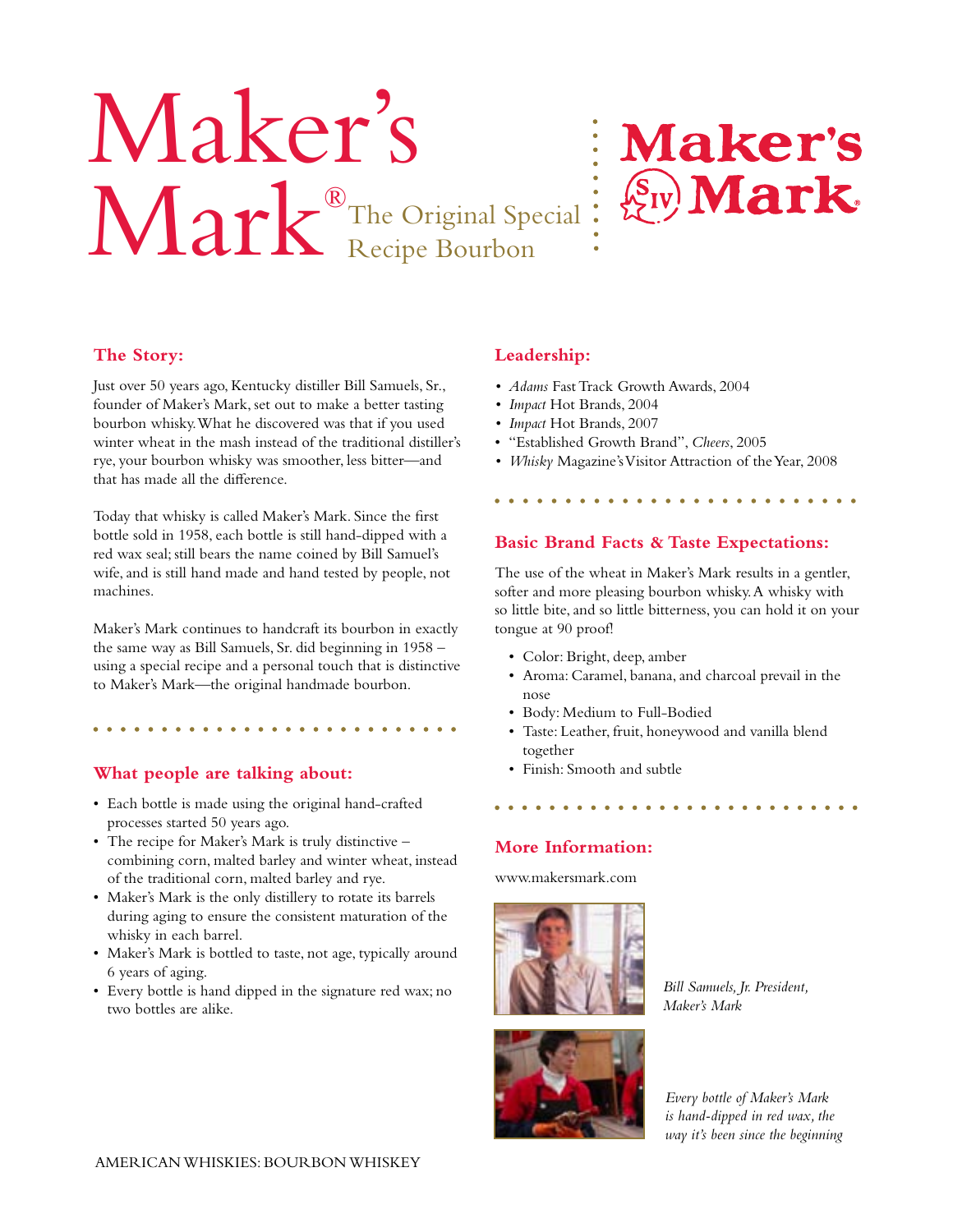# Maker's Mark® The Original Special Recipe Bourbon

Maker's Mark

## The Story:

Just over 50 years ago, Kentucky distiller Bill Samuels, Sr., founder of Maker's Mark, set out to make a better tasting bourbon whisky. What he discovered was that if you used winter wheat in the mash instead of the traditional distiller's rye, your bourbon whisky was smoother, less bitter—and that has made all the difference.

Today that whisky is called Maker's Mark. Since the first bottle sold in 1958, each bottle is still hand-dipped with a red wax seal; still bears the name coined by Bill Samuel's wife, and is still hand made and hand tested by people, not machines.

Maker's Mark continues to handcraft its bourbon in exactly the same way as Bill Samuels, Sr. did beginning in 1958 – using a special recipe and a personal touch that is distinctive to Maker's Mark—the original handmade bourbon.

## What people are talking about:

- Each bottle is made using the original hand-crafted processes started 50 years ago.
- The recipe for Maker's Mark is truly distinctive – combining corn, malted barley and winter wheat, instead of the traditional corn, malted barley and rye.
- Maker's Mark is the only distillery to rotate its barrels during aging to ensure the consistent maturation of the whisky in each barrel.
- Maker's Mark is bottled to taste, not age, typically around 6 years of aging.
- Every bottle is hand dipped in the signature red wax; no two bottles are alike.

## Leadership:

- *Adams* Fast Track Growth Awards, 2004
- *Impact* Hot Brands, 2004
- *Impact* Hot Brands, 2007
- "Established Growth Brand", *Cheers*, 2005
- *Whisky* Magazine's Visitor Attraction of the Year, 2008

## Basic Brand Facts & Taste Expectations:

The use of the wheat in Maker's Mark results in a gentler, softer and more pleasing bourbon whisky. A whisky with so little bite, and so little bitterness, you can hold it on your tongue at 90 proof!

- Color: Bright, deep, amber
- Aroma: Caramel, banana, and charcoal prevail in the nose
- Body: Medium to Full-Bodied
- Taste: Leather, fruit, honeywood and vanilla blend together
- Finish: Smooth and subtle

## More Information:

www.makersmark.com

*Bill Samuels, Jr. President, Maker's Mark*

*Every bottle of Maker's Mark is hand-dipped in red wax, the way it's been since the beginning*

AMERICAN WHISKIES: BOURBON WHISKEY